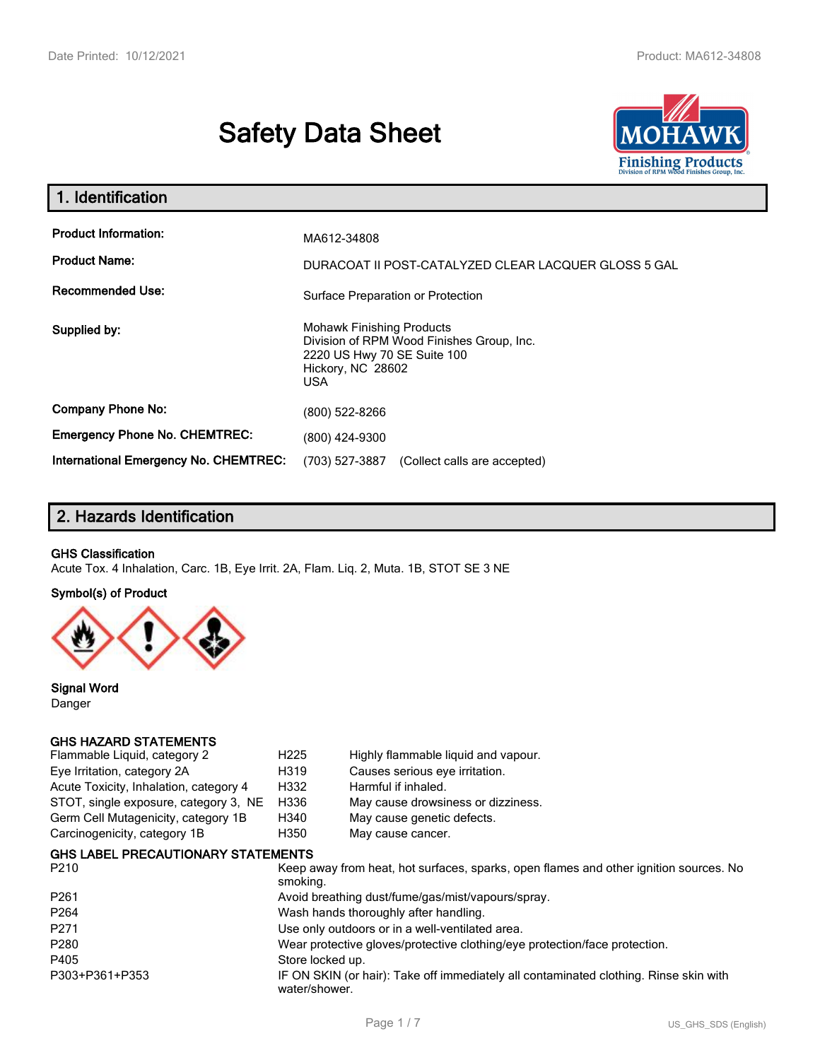# Safety Data Sheet

## 1. Identification

| | |
|---|---|
| **Product Information:** | MA612-34808 |
| **Product Name:** | DURACOAT II POST-CATALYZED CLEAR LACQUER GLOSS 5 GAL |
| **Recommended Use:** | Surface Preparation or Protection |
| **Supplied by:** | Mohawk Finishing Products<br>Division of RPM Wood Finishes Group, Inc.<br>2220 US Hwy 70 SE Suite 100<br>Hickory, NC 28602<br>USA |
| **Company Phone No:** | (800) 522-8266 |
| **Emergency Phone No. CHEMTREC:** | (800) 424-9300 |
| **International Emergency No. CHEMTREC:** | (703) 527-3887 (Collect calls are accepted) |

## 2. Hazards Identification

**GHS Classification**

Acute Tox. 4 Inhalation, Carc. 1B, Eye Irrit. 2A, Flam. Liq. 2, Muta. 1B, STOT SE 3 NE

**Symbol(s) of Product**

**Signal Word**

Danger

**GHS HAZARD STATEMENTS**

| | | |
|---|---|---|
| Flammable Liquid, category 2 | H225 | Highly flammable liquid and vapour. |
| Eye Irritation, category 2A | H319 | Causes serious eye irritation. |
| Acute Toxicity, Inhalation, category 4 | H332 | Harmful if inhaled. |
| STOT, single exposure, category 3, NE | H336 | May cause drowsiness or dizziness. |
| Germ Cell Mutagenicity, category 1B | H340 | May cause genetic defects. |
| Carcinogenicity, category 1B | H350 | May cause cancer. |

**GHS LABEL PRECAUTIONARY STATEMENTS**

| | |
|---|---|
| P210 | Keep away from heat, hot surfaces, sparks, open flames and other ignition sources. No smoking. |
| P261 | Avoid breathing dust/fume/gas/mist/vapours/spray. |
| P264 | Wash hands thoroughly after handling. |
| P271 | Use only outdoors or in a well-ventilated area. |
| P280 | Wear protective gloves/protective clothing/eye protection/face protection. |
| P405 | Store locked up. |
| P303+P361+P353 | IF ON SKIN (or hair): Take off immediately all contaminated clothing. Rinse skin with water/shower. |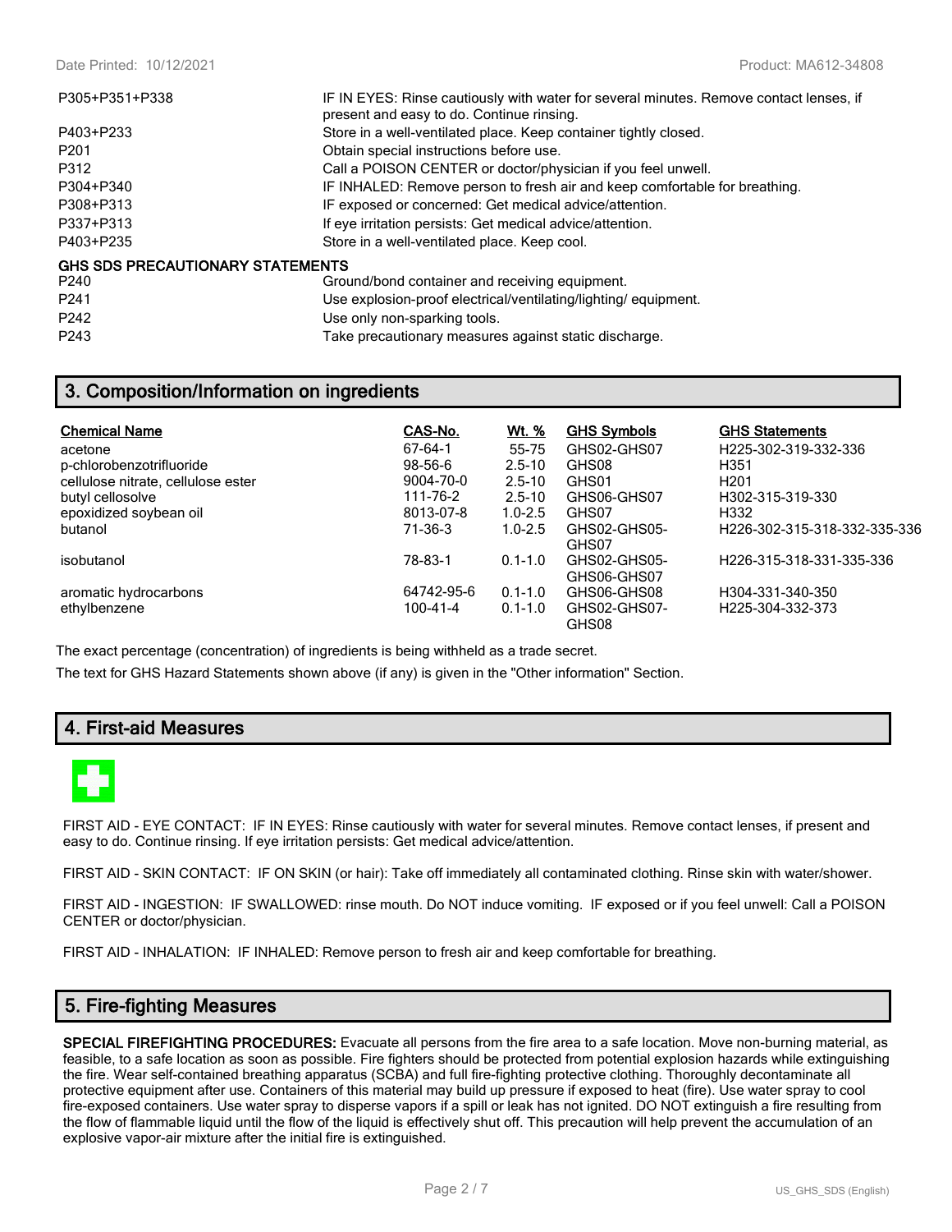| | |
|---|---|
| P305+P351+P338 | IF IN EYES: Rinse cautiously with water for several minutes. Remove contact lenses, if present and easy to do. Continue rinsing. |
| P403+P233 | Store in a well-ventilated place. Keep container tightly closed. |
| P201 | Obtain special instructions before use. |
| P312 | Call a POISON CENTER or doctor/physician if you feel unwell. |
| P304+P340 | IF INHALED: Remove person to fresh air and keep comfortable for breathing. |
| P308+P313 | IF exposed or concerned: Get medical advice/attention. |
| P337+P313 | If eye irritation persists: Get medical advice/attention. |
| P403+P235 | Store in a well-ventilated place. Keep cool. |

**GHS SDS PRECAUTIONARY STATEMENTS**

| | |
|---|---|
| P240 | Ground/bond container and receiving equipment. |
| P241 | Use explosion-proof electrical/ventilating/lighting/ equipment. |
| P242 | Use only non-sparking tools. |
| P243 | Take precautionary measures against static discharge. |

## 3. Composition/Information on ingredients

| Chemical Name | CAS-No. | Wt. % | GHS Symbols | GHS Statements |
|---|---|---|---|---|
| acetone | 67-64-1 | 55-75 | GHS02-GHS07 | H225-302-319-332-336 |
| p-chlorobenzotrifluoride | 98-56-6 | 2.5-10 | GHS08 | H351 |
| cellulose nitrate, cellulose ester | 9004-70-0 | 2.5-10 | GHS01 | H201 |
| butyl cellosolve | 111-76-2 | 2.5-10 | GHS06-GHS07 | H302-315-319-330 |
| epoxidized soybean oil | 8013-07-8 | 1.0-2.5 | GHS07 | H332 |
| butanol | 71-36-3 | 1.0-2.5 | GHS02-GHS05-GHS07 | H226-302-315-318-332-335-336 |
| isobutanol | 78-83-1 | 0.1-1.0 | GHS02-GHS05-GHS06-GHS07 | H226-315-318-331-335-336 |
| aromatic hydrocarbons | 64742-95-6 | 0.1-1.0 | GHS06-GHS08 | H304-331-340-350 |
| ethylbenzene | 100-41-4 | 0.1-1.0 | GHS02-GHS07-GHS08 | H225-304-332-373 |

The exact percentage (concentration) of ingredients is being withheld as a trade secret.

The text for GHS Hazard Statements shown above (if any) is given in the "Other information" Section.

## 4. First-aid Measures

FIRST AID - EYE CONTACT: IF IN EYES: Rinse cautiously with water for several minutes. Remove contact lenses, if present and easy to do. Continue rinsing. If eye irritation persists: Get medical advice/attention.

FIRST AID - SKIN CONTACT: IF ON SKIN (or hair): Take off immediately all contaminated clothing. Rinse skin with water/shower.

FIRST AID - INGESTION: IF SWALLOWED: rinse mouth. Do NOT induce vomiting. IF exposed or if you feel unwell: Call a POISON CENTER or doctor/physician.

FIRST AID - INHALATION: IF INHALED: Remove person to fresh air and keep comfortable for breathing.

## 5. Fire-fighting Measures

**SPECIAL FIREFIGHTING PROCEDURES:** Evacuate all persons from the fire area to a safe location. Move non-burning material, as feasible, to a safe location as soon as possible. Fire fighters should be protected from potential explosion hazards while extinguishing the fire. Wear self-contained breathing apparatus (SCBA) and full fire-fighting protective clothing. Thoroughly decontaminate all protective equipment after use. Containers of this material may build up pressure if exposed to heat (fire). Use water spray to cool fire-exposed containers. Use water spray to disperse vapors if a spill or leak has not ignited. DO NOT extinguish a fire resulting from the flow of flammable liquid until the flow of the liquid is effectively shut off. This precaution will help prevent the accumulation of an explosive vapor-air mixture after the initial fire is extinguished.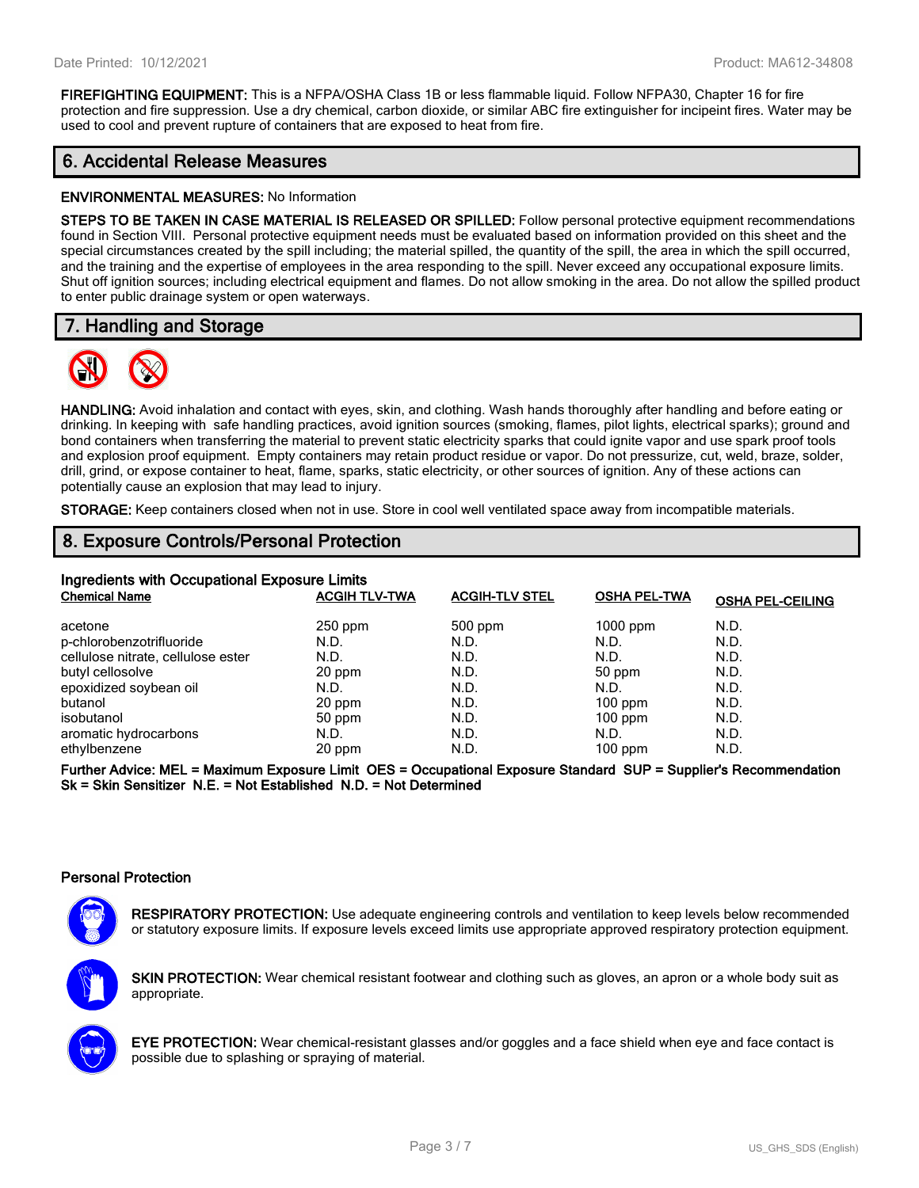**FIREFIGHTING EQUIPMENT:** This is a NFPA/OSHA Class 1B or less flammable liquid. Follow NFPA30, Chapter 16 for fire protection and fire suppression. Use a dry chemical, carbon dioxide, or similar ABC fire extinguisher for incipeint fires. Water may be used to cool and prevent rupture of containers that are exposed to heat from fire.

## 6. Accidental Release Measures

**ENVIRONMENTAL MEASURES:** No Information

**STEPS TO BE TAKEN IN CASE MATERIAL IS RELEASED OR SPILLED:** Follow personal protective equipment recommendations found in Section VIII. Personal protective equipment needs must be evaluated based on information provided on this sheet and the special circumstances created by the spill including; the material spilled, the quantity of the spill, the area in which the spill occurred, and the training and the expertise of employees in the area responding to the spill. Never exceed any occupational exposure limits. Shut off ignition sources; including electrical equipment and flames. Do not allow smoking in the area. Do not allow the spilled product to enter public drainage system or open waterways.

## 7. Handling and Storage

**HANDLING:** Avoid inhalation and contact with eyes, skin, and clothing. Wash hands thoroughly after handling and before eating or drinking. In keeping with safe handling practices, avoid ignition sources (smoking, flames, pilot lights, electrical sparks); ground and bond containers when transferring the material to prevent static electricity sparks that could ignite vapor and use spark proof tools and explosion proof equipment. Empty containers may retain product residue or vapor. Do not pressurize, cut, weld, braze, solder, drill, grind, or expose container to heat, flame, sparks, static electricity, or other sources of ignition. Any of these actions can potentially cause an explosion that may lead to injury.

**STORAGE:** Keep containers closed when not in use. Store in cool well ventilated space away from incompatible materials.

## 8. Exposure Controls/Personal Protection

**Ingredients with Occupational Exposure Limits**

| Chemical Name | ACGIH TLV-TWA | ACGIH-TLV STEL | OSHA PEL-TWA | OSHA PEL-CEILING |
|---|---|---|---|---|
| acetone | 250 ppm | 500 ppm | 1000 ppm | N.D. |
| p-chlorobenzotrifluoride | N.D. | N.D. | N.D. | N.D. |
| cellulose nitrate, cellulose ester | N.D. | N.D. | N.D. | N.D. |
| butyl cellosolve | 20 ppm | N.D. | 50 ppm | N.D. |
| epoxidized soybean oil | N.D. | N.D. | N.D. | N.D. |
| butanol | 20 ppm | N.D. | 100 ppm | N.D. |
| isobutanol | 50 ppm | N.D. | 100 ppm | N.D. |
| aromatic hydrocarbons | N.D. | N.D. | N.D. | N.D. |
| ethylbenzene | 20 ppm | N.D. | 100 ppm | N.D. |

**Further Advice: MEL = Maximum Exposure Limit OES = Occupational Exposure Standard SUP = Supplier's Recommendation Sk = Skin Sensitizer N.E. = Not Established N.D. = Not Determined**

### Personal Protection

**RESPIRATORY PROTECTION:** Use adequate engineering controls and ventilation to keep levels below recommended or statutory exposure limits. If exposure levels exceed limits use appropriate approved respiratory protection equipment.

**SKIN PROTECTION:** Wear chemical resistant footwear and clothing such as gloves, an apron or a whole body suit as appropriate.

**EYE PROTECTION:** Wear chemical-resistant glasses and/or goggles and a face shield when eye and face contact is possible due to splashing or spraying of material.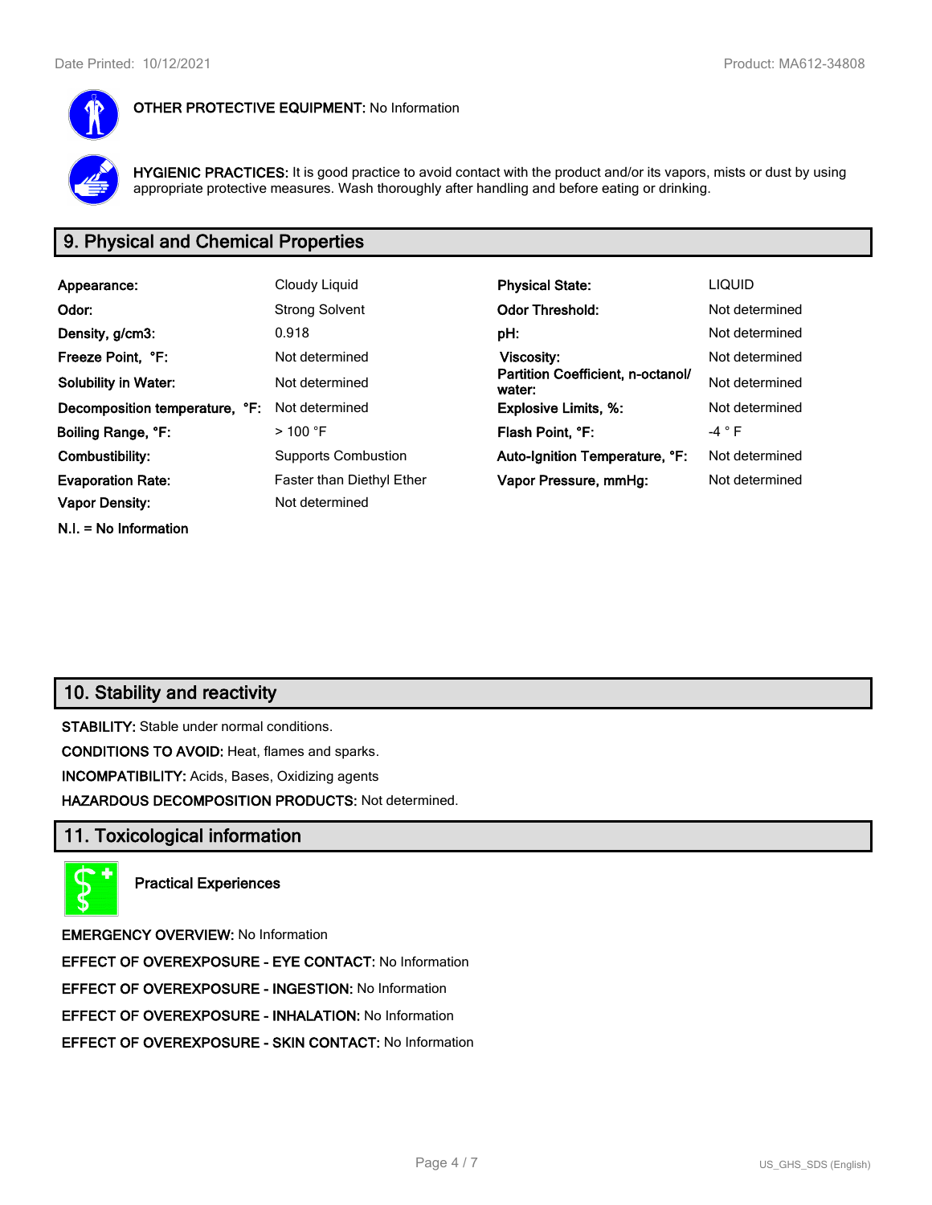**OTHER PROTECTIVE EQUIPMENT:** No Information

**HYGIENIC PRACTICES:** It is good practice to avoid contact with the product and/or its vapors, mists or dust by using appropriate protective measures. Wash thoroughly after handling and before eating or drinking.

## 9. Physical and Chemical Properties

| | | | |
|---|---|---|---|
| **Appearance:** | Cloudy Liquid | **Physical State:** | LIQUID |
| **Odor:** | Strong Solvent | **Odor Threshold:** | Not determined |
| **Density, g/cm3:** | 0.918 | **pH:** | Not determined |
| **Freeze Point, °F:** | Not determined | **Viscosity:** | Not determined |
| **Solubility in Water:** | Not determined | **Partition Coefficient, n-octanol/ water:** | Not determined |
| **Decomposition temperature, °F:** | Not determined | **Explosive Limits, %:** | Not determined |
| **Boiling Range, °F:** | > 100 °F | **Flash Point, °F:** | -4 ° F |
| **Combustibility:** | Supports Combustion | **Auto-Ignition Temperature, °F:** | Not determined |
| **Evaporation Rate:** | Faster than Diethyl Ether | **Vapor Pressure, mmHg:** | Not determined |
| **Vapor Density:** | Not determined | | |

**N.I. = No Information**

## 10. Stability and reactivity

**STABILITY:** Stable under normal conditions.

**CONDITIONS TO AVOID:** Heat, flames and sparks.

**INCOMPATIBILITY:** Acids, Bases, Oxidizing agents

**HAZARDOUS DECOMPOSITION PRODUCTS:** Not determined.

## 11. Toxicological information

**Practical Experiences**

**EMERGENCY OVERVIEW:** No Information

**EFFECT OF OVEREXPOSURE - EYE CONTACT:** No Information

**EFFECT OF OVEREXPOSURE - INGESTION:** No Information

**EFFECT OF OVEREXPOSURE - INHALATION:** No Information

**EFFECT OF OVEREXPOSURE - SKIN CONTACT:** No Information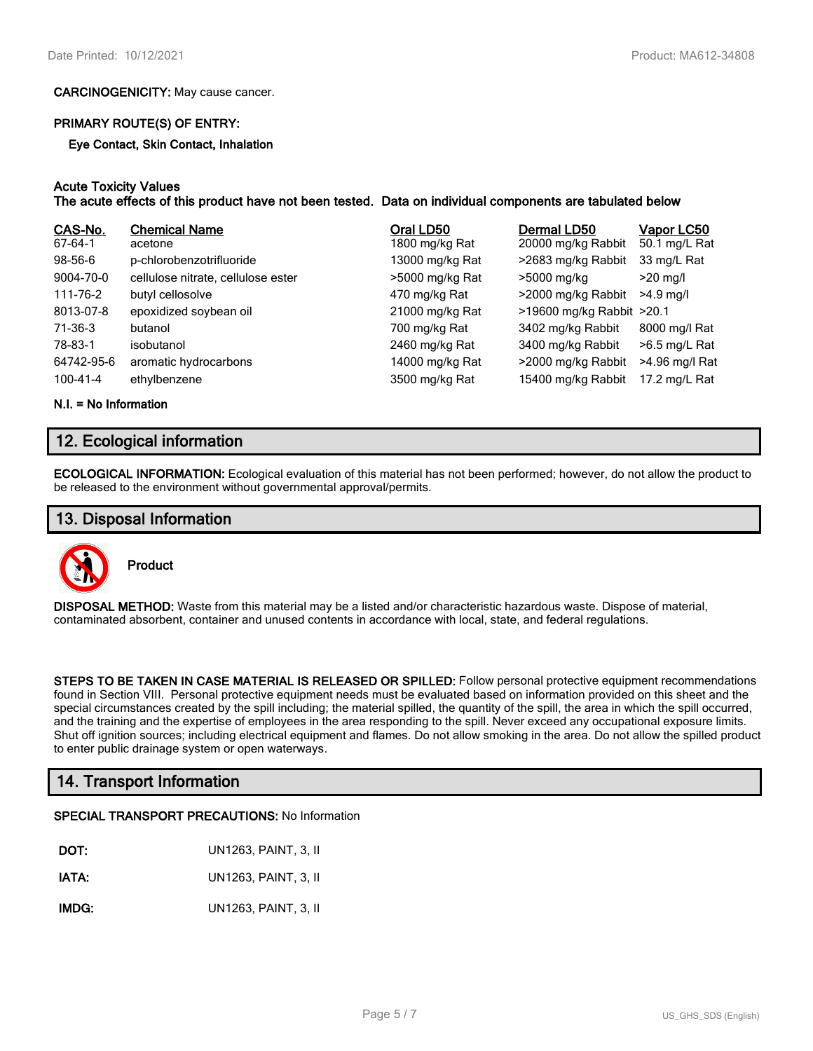**CARCINOGENICITY:** May cause cancer.

**PRIMARY ROUTE(S) OF ENTRY:**

**Eye Contact, Skin Contact, Inhalation**

**Acute Toxicity Values**
**The acute effects of this product have not been tested. Data on individual components are tabulated below**

| CAS-No. | Chemical Name | Oral LD50 | Dermal LD50 | Vapor LC50 |
|---|---|---|---|---|
| 67-64-1 | acetone | 1800 mg/kg Rat | 20000 mg/kg Rabbit | 50.1 mg/L Rat |
| 98-56-6 | p-chlorobenzotrifluoride | 13000 mg/kg Rat | >2683 mg/kg Rabbit | 33 mg/L Rat |
| 9004-70-0 | cellulose nitrate, cellulose ester | >5000 mg/kg Rat | >5000 mg/kg | >20 mg/l |
| 111-76-2 | butyl cellosolve | 470 mg/kg Rat | >2000 mg/kg Rabbit | >4.9 mg/l |
| 8013-07-8 | epoxidized soybean oil | 21000 mg/kg Rat | >19600 mg/kg Rabbit | >20.1 |
| 71-36-3 | butanol | 700 mg/kg Rat | 3402 mg/kg Rabbit | 8000 mg/l Rat |
| 78-83-1 | isobutanol | 2460 mg/kg Rat | 3400 mg/kg Rabbit | >6.5 mg/L Rat |
| 64742-95-6 | aromatic hydrocarbons | 14000 mg/kg Rat | >2000 mg/kg Rabbit | >4.96 mg/l Rat |
| 100-41-4 | ethylbenzene | 3500 mg/kg Rat | 15400 mg/kg Rabbit | 17.2 mg/L Rat |

**N.I. = No Information**

## 12. Ecological information

**ECOLOGICAL INFORMATION:** Ecological evaluation of this material has not been performed; however, do not allow the product to be released to the environment without governmental approval/permits.

## 13. Disposal Information

**Product**

**DISPOSAL METHOD:** Waste from this material may be a listed and/or characteristic hazardous waste. Dispose of material, contaminated absorbent, container and unused contents in accordance with local, state, and federal regulations.

**STEPS TO BE TAKEN IN CASE MATERIAL IS RELEASED OR SPILLED:** Follow personal protective equipment recommendations found in Section VIII. Personal protective equipment needs must be evaluated based on information provided on this sheet and the special circumstances created by the spill including; the material spilled, the quantity of the spill, the area in which the spill occurred, and the training and the expertise of employees in the area responding to the spill. Never exceed any occupational exposure limits. Shut off ignition sources; including electrical equipment and flames. Do not allow smoking in the area. Do not allow the spilled product to enter public drainage system or open waterways.

## 14. Transport Information

**SPECIAL TRANSPORT PRECAUTIONS:** No Information

**DOT:** UN1263, PAINT, 3, II

**IATA:** UN1263, PAINT, 3, II

**IMDG:** UN1263, PAINT, 3, II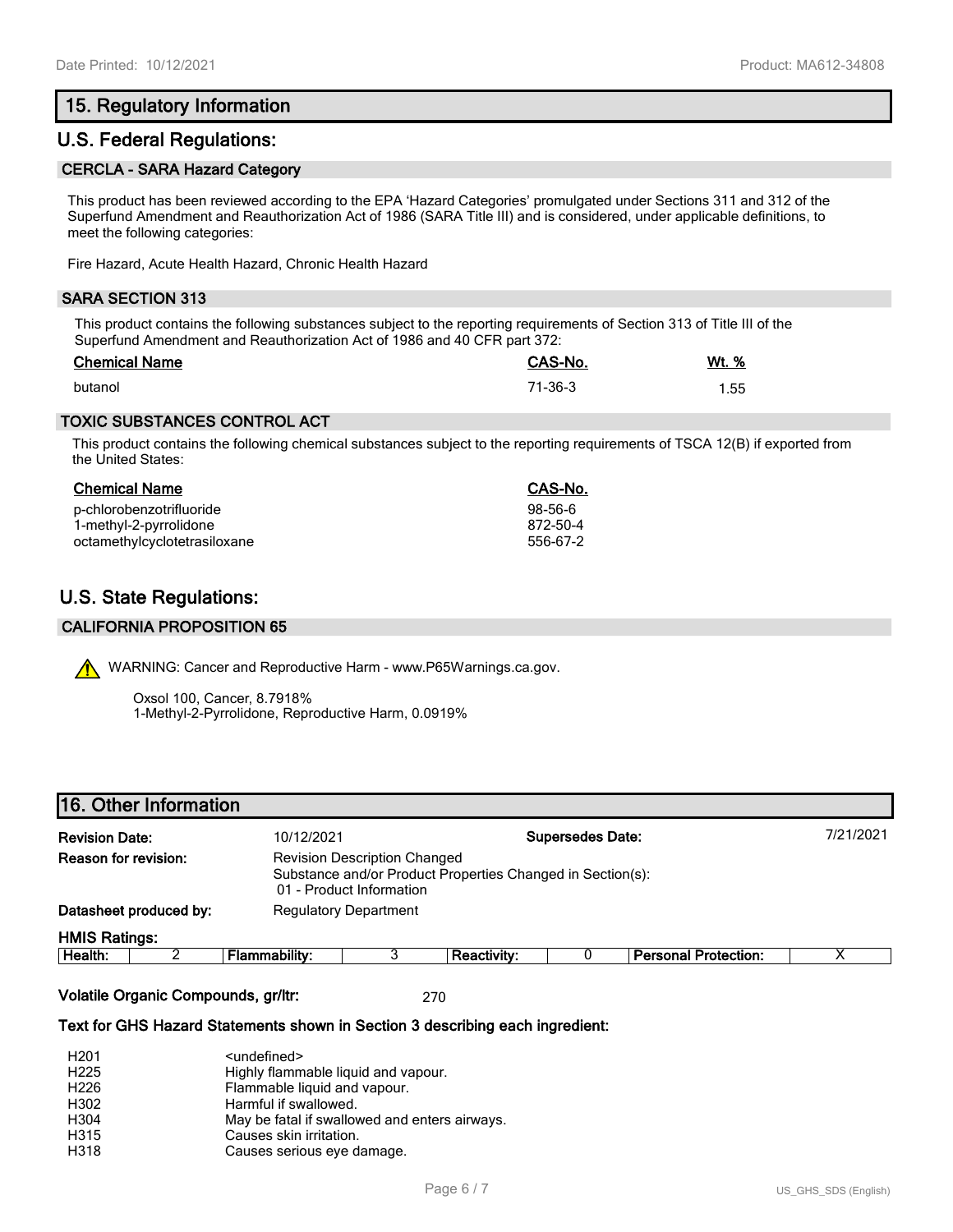## 15. Regulatory Information

## U.S. Federal Regulations:

### CERCLA - SARA Hazard Category

This product has been reviewed according to the EPA 'Hazard Categories' promulgated under Sections 311 and 312 of the Superfund Amendment and Reauthorization Act of 1986 (SARA Title III) and is considered, under applicable definitions, to meet the following categories:

Fire Hazard, Acute Health Hazard, Chronic Health Hazard

### SARA SECTION 313

This product contains the following substances subject to the reporting requirements of Section 313 of Title III of the Superfund Amendment and Reauthorization Act of 1986 and 40 CFR part 372:

| Chemical Name | CAS-No. | Wt. % |
|---|---|---|
| butanol | 71-36-3 | 1.55 |

### TOXIC SUBSTANCES CONTROL ACT

This product contains the following chemical substances subject to the reporting requirements of TSCA 12(B) if exported from the United States:

| Chemical Name | CAS-No. |
|---|---|
| p-chlorobenzotrifluoride | 98-56-6 |
| 1-methyl-2-pyrrolidone | 872-50-4 |
| octamethylcyclotetrasiloxane | 556-67-2 |

## U.S. State Regulations:

### CALIFORNIA PROPOSITION 65

⚠ WARNING: Cancer and Reproductive Harm - www.P65Warnings.ca.gov.

Oxsol 100, Cancer, 8.7918%
1-Methyl-2-Pyrrolidone, Reproductive Harm, 0.0919%

## 16. Other Information

**Revision Date:** 10/12/2021 **Supersedes Date:** 7/21/2021

**Reason for revision:** Revision Description Changed
Substance and/or Product Properties Changed in Section(s):
01 - Product Information

**Datasheet produced by:** Regulatory Department

**HMIS Ratings:**

| Health: | 2 | Flammability: | 3 | Reactivity: | 0 | Personal Protection: | X |
|---|---|---|---|---|---|---|---|

**Volatile Organic Compounds, gr/ltr:** 270

**Text for GHS Hazard Statements shown in Section 3 describing each ingredient:**

| | |
|---|---|
| H201 | <undefined> |
| H225 | Highly flammable liquid and vapour. |
| H226 | Flammable liquid and vapour. |
| H302 | Harmful if swallowed. |
| H304 | May be fatal if swallowed and enters airways. |
| H315 | Causes skin irritation. |
| H318 | Causes serious eye damage. |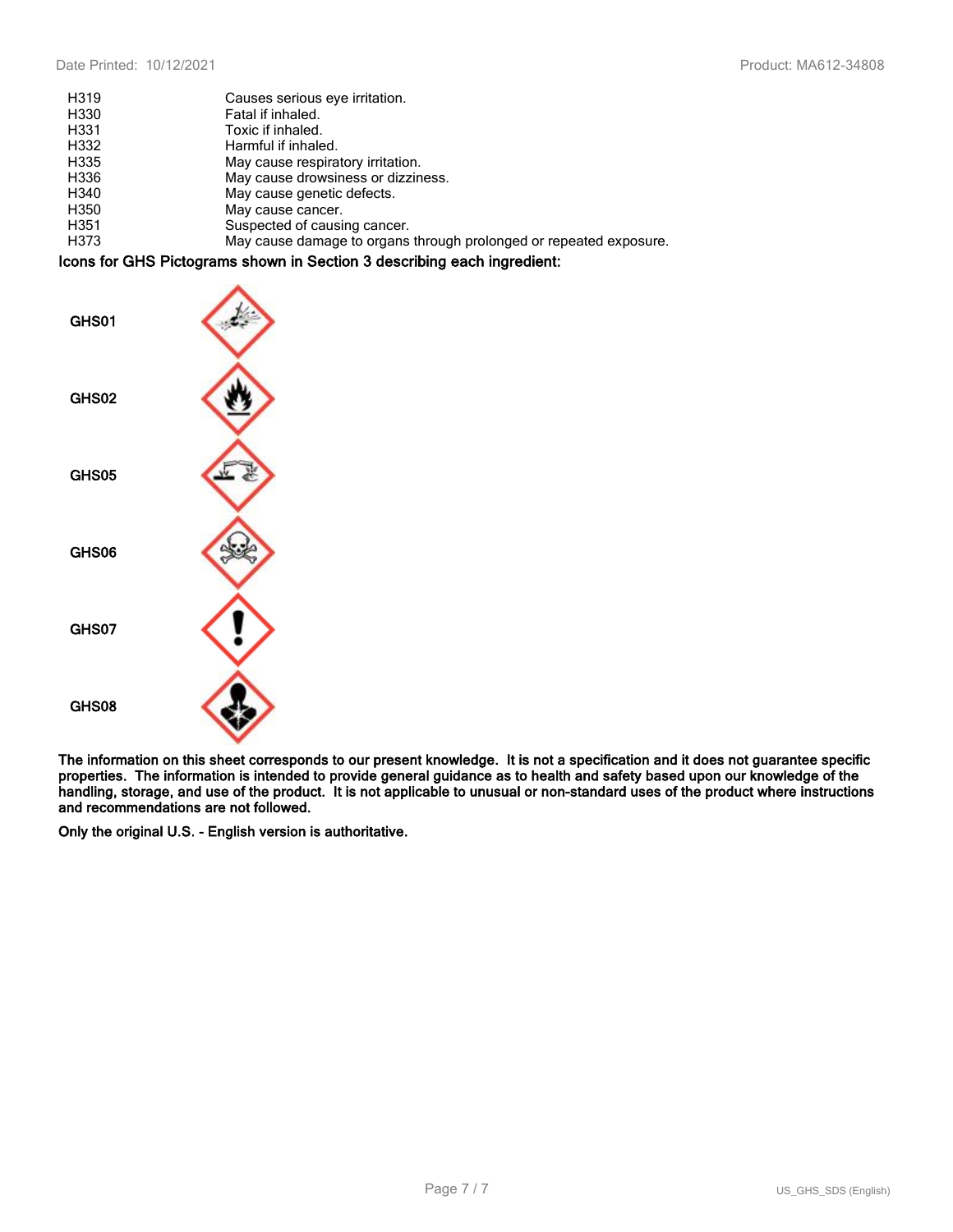| | |
|---|---|
| H319 | Causes serious eye irritation. |
| H330 | Fatal if inhaled. |
| H331 | Toxic if inhaled. |
| H332 | Harmful if inhaled. |
| H335 | May cause respiratory irritation. |
| H336 | May cause drowsiness or dizziness. |
| H340 | May cause genetic defects. |
| H350 | May cause cancer. |
| H351 | Suspected of causing cancer. |
| H373 | May cause damage to organs through prolonged or repeated exposure. |

**Icons for GHS Pictograms shown in Section 3 describing each ingredient:**

**GHS01**

**GHS02**

**GHS05**

**GHS06**

**GHS07**

**GHS08**

**The information on this sheet corresponds to our present knowledge. It is not a specification and it does not guarantee specific properties. The information is intended to provide general guidance as to health and safety based upon our knowledge of the handling, storage, and use of the product. It is not applicable to unusual or non-standard uses of the product where instructions and recommendations are not followed.**

**Only the original U.S. - English version is authoritative.**